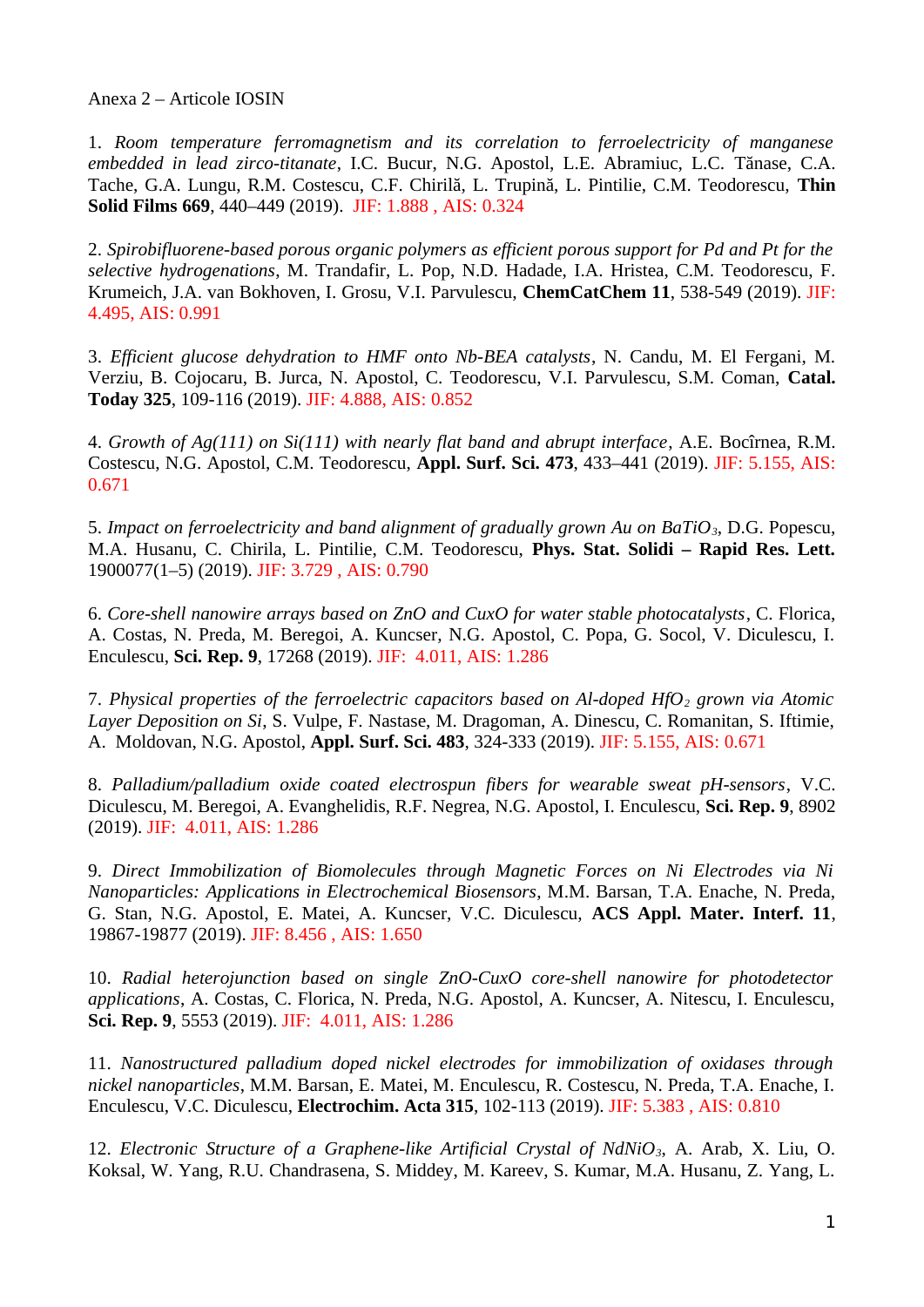Anexa 2 – Articole IOSIN

1. *Room temperature ferromagnetism and its correlation to ferroelectricity of manganese embedded in lead zirco-titanate*, I.C. Bucur, N.G. Apostol, L.E. Abramiuc, L.C. Tănase, C.A. Tache, G.A. Lungu, R.M. Costescu, C.F. Chirilă, L. Trupină, L. Pintilie, C.M. Teodorescu, **Thin Solid Films 669**, 440–449 (2019). JIF: 1.888 , AIS: 0.324

2. *Spirobifluorene-based porous organic polymers as efficient porous support for Pd and Pt for the selective hydrogenations*, M. Trandafir, L. Pop, N.D. Hadade, I.A. Hristea, C.M. Teodorescu, F. Krumeich, J.A. van Bokhoven, I. Grosu, V.I. Parvulescu, **ChemCatChem 11**, 538-549 (2019). JIF: 4.495, AIS: 0.991

3. *Efficient glucose dehydration to HMF onto Nb-BEA catalysts*, N. Candu, M. El Fergani, M. Verziu, B. Cojocaru, B. Jurca, N. Apostol, C. Teodorescu, V.I. Parvulescu, S.M. Coman, **Catal. Today 325**, 109-116 (2019). JIF: 4.888, AIS: 0.852

4. *Growth of Ag(111) on Si(111) with nearly flat band and abrupt interface*, A.E. Bocîrnea, R.M. Costescu, N.G. Apostol, C.M. Teodorescu, **Appl. Surf. Sci. 473**, 433–441 (2019). JIF: 5.155, AIS: 0.671

5. *Impact on ferroelectricity and band alignment of gradually grown Au on $BaTiO_3$*, D.G. Popescu, M.A. Husanu, C. Chirila, L. Pintilie, C.M. Teodorescu, **Phys. Stat. Solidi – Rapid Res. Lett.** 1900077(1–5) (2019). JIF: 3.729 , AIS: 0.790

6. *Core-shell nanowire arrays based on ZnO and CuxO for water stable photocatalysts*, C. Florica, A. Costas, N. Preda, M. Beregoi, A. Kuncser, N.G. Apostol, C. Popa, G. Socol, V. Diculescu, I. Enculescu, **Sci. Rep. 9**, 17268 (2019). JIF: 4.011, AIS: 1.286

7. *Physical properties of the ferroelectric capacitors based on Al-doped $HfO_2$ grown via Atomic Layer Deposition on Si*, S. Vulpe, F. Nastase, M. Dragoman, A. Dinescu, C. Romanitan, S. Iftimie, A. Moldovan, N.G. Apostol, **Appl. Surf. Sci. 483**, 324-333 (2019). JIF: 5.155, AIS: 0.671

8. *Palladium/palladium oxide coated electrospun fibers for wearable sweat pH-sensors*, V.C. Diculescu, M. Beregoi, A. Evanghelidis, R.F. Negrea, N.G. Apostol, I. Enculescu, **Sci. Rep. 9**, 8902 (2019). JIF: 4.011, AIS: 1.286

9. *Direct Immobilization of Biomolecules through Magnetic Forces on Ni Electrodes via Ni Nanoparticles: Applications in Electrochemical Biosensors*, M.M. Barsan, T.A. Enache, N. Preda, G. Stan, N.G. Apostol, E. Matei, A. Kuncser, V.C. Diculescu, **ACS Appl. Mater. Interf. 11**, 19867-19877 (2019). JIF: 8.456 , AIS: 1.650

10. *Radial heterojunction based on single ZnO-CuxO core-shell nanowire for photodetector applications*, A. Costas, C. Florica, N. Preda, N.G. Apostol, A. Kuncser, A. Nitescu, I. Enculescu, **Sci. Rep. 9**, 5553 (2019). JIF: 4.011, AIS: 1.286

11. *Nanostructured palladium doped nickel electrodes for immobilization of oxidases through nickel nanoparticles*, M.M. Barsan, E. Matei, M. Enculescu, R. Costescu, N. Preda, T.A. Enache, I. Enculescu, V.C. Diculescu, **Electrochim. Acta 315**, 102-113 (2019). JIF: 5.383 , AIS: 0.810

12. *Electronic Structure of a Graphene-like Artificial Crystal of $NdNiO_3$*, A. Arab, X. Liu, O. Koksal, W. Yang, R.U. Chandrasena, S. Middey, M. Kareev, S. Kumar, M.A. Husanu, Z. Yang, L.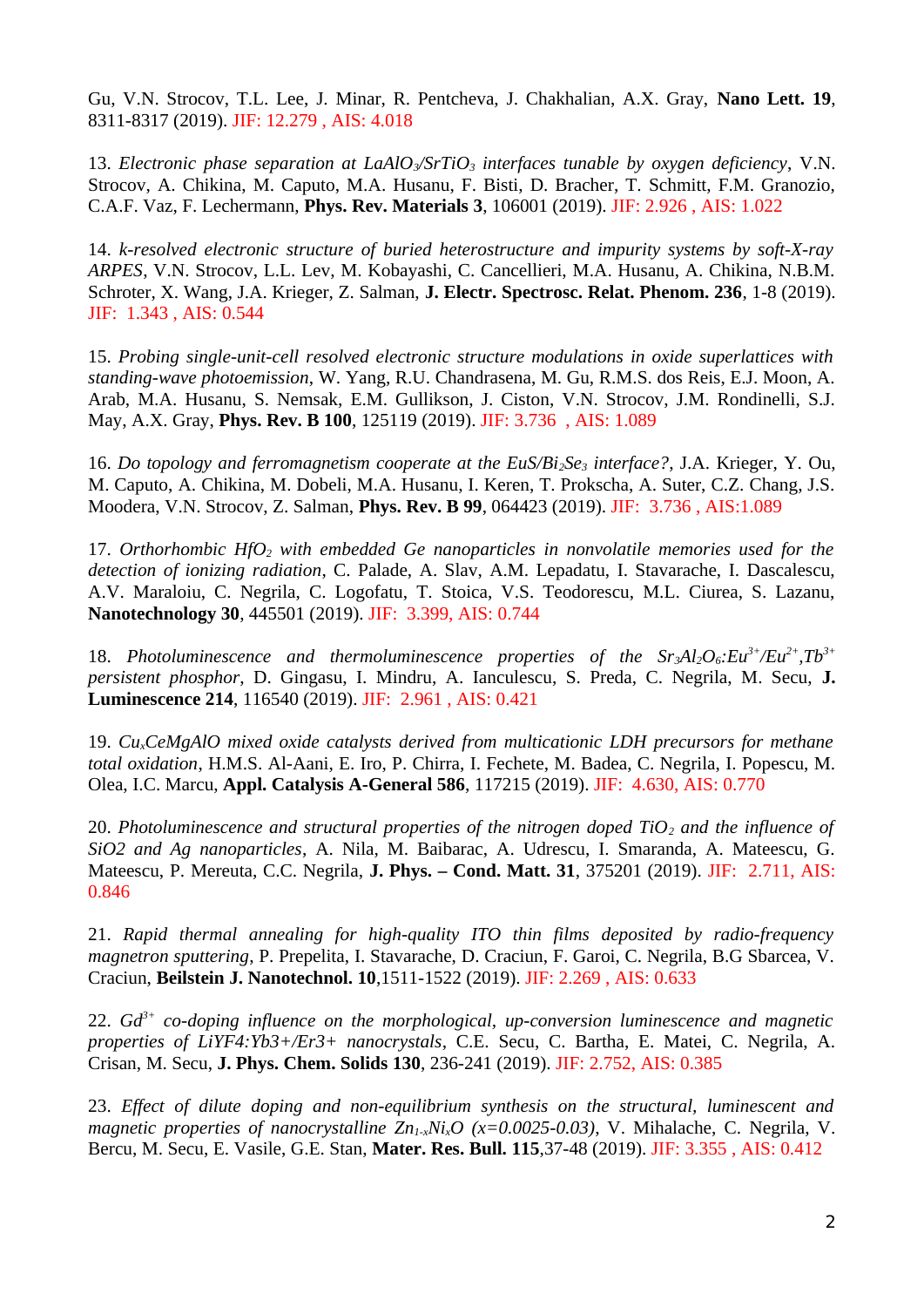Gu, V.N. Strocov, T.L. Lee, J. Minar, R. Pentcheva, J. Chakhalian, A.X. Gray, **Nano Lett. 19**, 8311-8317 (2019). JIF: 12.279 , AIS: 4.018

13. *Electronic phase separation at $LaAlO_3/SrTiO_3$ interfaces tunable by oxygen deficiency*, V.N. Strocov, A. Chikina, M. Caputo, M.A. Husanu, F. Bisti, D. Bracher, T. Schmitt, F.M. Granozio, C.A.F. Vaz, F. Lechermann, **Phys. Rev. Materials 3**, 106001 (2019). JIF: 2.926 , AIS: 1.022

14. *k-resolved electronic structure of buried heterostructure and impurity systems by soft-X-ray ARPES*, V.N. Strocov, L.L. Lev, M. Kobayashi, C. Cancellieri, M.A. Husanu, A. Chikina, N.B.M. Schroter, X. Wang, J.A. Krieger, Z. Salman, **J. Electr. Spectrosc. Relat. Phenom. 236**, 1-8 (2019). JIF: 1.343 , AIS: 0.544

15. *Probing single-unit-cell resolved electronic structure modulations in oxide superlattices with standing-wave photoemission*, W. Yang, R.U. Chandrasena, M. Gu, R.M.S. dos Reis, E.J. Moon, A. Arab, M.A. Husanu, S. Nemsak, E.M. Gullikson, J. Ciston, V.N. Strocov, J.M. Rondinelli, S.J. May, A.X. Gray, **Phys. Rev. B 100**, 125119 (2019). JIF: 3.736 , AIS: 1.089

16. *Do topology and ferromagnetism cooperate at the $EuS/Bi_2Se_3$ interface?*, J.A. Krieger, Y. Ou, M. Caputo, A. Chikina, M. Dobeli, M.A. Husanu, I. Keren, T. Prokscha, A. Suter, C.Z. Chang, J.S. Moodera, V.N. Strocov, Z. Salman, **Phys. Rev. B 99**, 064423 (2019). JIF: 3.736 , AIS:1.089

17. *Orthorhombic $HfO_2$ with embedded Ge nanoparticles in nonvolatile memories used for the detection of ionizing radiation*, C. Palade, A. Slav, A.M. Lepadatu, I. Stavarache, I. Dascalescu, A.V. Maraloiu, C. Negrila, C. Logofatu, T. Stoica, V.S. Teodorescu, M.L. Ciurea, S. Lazanu, **Nanotechnology 30**, 445501 (2019). JIF: 3.399, AIS: 0.744

18. *Photoluminescence and thermoluminescence properties of the $Sr_3Al_2O_6$:$Eu^{3+}$/$Eu^{2+}$,$Tb^{3+}$ persistent phosphor*, D. Gingasu, I. Mindru, A. Ianculescu, S. Preda, C. Negrila, M. Secu, **J. Luminescence 214**, 116540 (2019). JIF: 2.961 , AIS: 0.421

19. *$Cu_xCeMgAlO$ mixed oxide catalysts derived from multicationic LDH precursors for methane total oxidation*, H.M.S. Al-Aani, E. Iro, P. Chirra, I. Fechete, M. Badea, C. Negrila, I. Popescu, M. Olea, I.C. Marcu, **Appl. Catalysis A-General 586**, 117215 (2019). JIF: 4.630, AIS: 0.770

20. *Photoluminescence and structural properties of the nitrogen doped $TiO_2$ and the influence of SiO2 and Ag nanoparticles*, A. Nila, M. Baibarac, A. Udrescu, I. Smaranda, A. Mateescu, G. Mateescu, P. Mereuta, C.C. Negrila, **J. Phys. – Cond. Matt. 31**, 375201 (2019). JIF: 2.711, AIS: 0.846

21. *Rapid thermal annealing for high-quality ITO thin films deposited by radio-frequency magnetron sputtering*, P. Prepelita, I. Stavarache, D. Craciun, F. Garoi, C. Negrila, B.G Sbarcea, V. Craciun, **Beilstein J. Nanotechnol. 10**,1511-1522 (2019). JIF: 2.269 , AIS: 0.633

22. *$Gd^{3+}$ co-doping influence on the morphological, up-conversion luminescence and magnetic properties of LiYF4:Yb3+/Er3+ nanocrystals*, C.E. Secu, C. Bartha, E. Matei, C. Negrila, A. Crisan, M. Secu, **J. Phys. Chem. Solids 130**, 236-241 (2019). JIF: 2.752, AIS: 0.385

23. *Effect of dilute doping and non-equilibrium synthesis on the structural, luminescent and magnetic properties of nanocrystalline $Zn_{1-x}Ni_xO$ (x=0.0025-0.03)*, V. Mihalache, C. Negrila, V. Bercu, M. Secu, E. Vasile, G.E. Stan, **Mater. Res. Bull. 115**,37-48 (2019). JIF: 3.355 , AIS: 0.412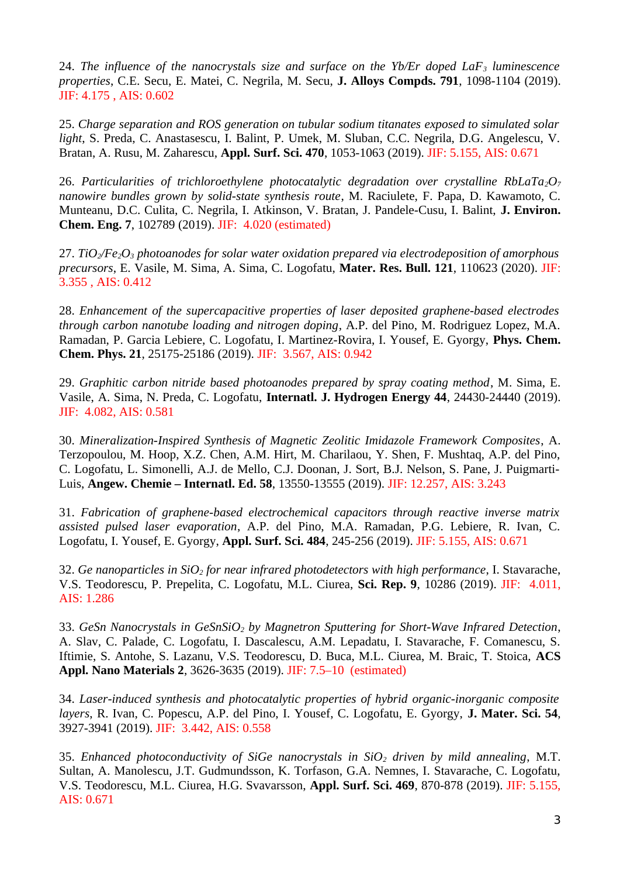24. *The influence of the nanocrystals size and surface on the Yb/Er doped $LaF_3$ luminescence properties*, C.E. Secu, E. Matei, C. Negrila, M. Secu, **J. Alloys Compds. 791**, 1098-1104 (2019). JIF: 4.175 , AIS: 0.602

25. *Charge separation and ROS generation on tubular sodium titanates exposed to simulated solar light*, S. Preda, C. Anastasescu, I. Balint, P. Umek, M. Sluban, C.C. Negrila, D.G. Angelescu, V. Bratan, A. Rusu, M. Zaharescu, **Appl. Surf. Sci. 470**, 1053-1063 (2019). JIF: 5.155, AIS: 0.671

26. *Particularities of trichloroethylene photocatalytic degradation over crystalline $RbLaTa_2O_7$ nanowire bundles grown by solid-state synthesis route*, M. Raciulete, F. Papa, D. Kawamoto, C. Munteanu, D.C. Culita, C. Negrila, I. Atkinson, V. Bratan, J. Pandele-Cusu, I. Balint, **J. Environ. Chem. Eng. 7**, 102789 (2019). JIF: 4.020 (estimated)

27. *$TiO_2$/$Fe_2O_3$ photoanodes for solar water oxidation prepared via electrodeposition of amorphous precursors*, E. Vasile, M. Sima, A. Sima, C. Logofatu, **Mater. Res. Bull. 121**, 110623 (2020). JIF: 3.355 , AIS: 0.412

28. *Enhancement of the supercapacitive properties of laser deposited graphene-based electrodes through carbon nanotube loading and nitrogen doping*, A.P. del Pino, M. Rodriguez Lopez, M.A. Ramadan, P. Garcia Lebiere, C. Logofatu, I. Martinez-Rovira, I. Yousef, E. Gyorgy, **Phys. Chem. Chem. Phys. 21**, 25175-25186 (2019). JIF: 3.567, AIS: 0.942

29. *Graphitic carbon nitride based photoanodes prepared by spray coating method*, M. Sima, E. Vasile, A. Sima, N. Preda, C. Logofatu, **Internatl. J. Hydrogen Energy 44**, 24430-24440 (2019). JIF: 4.082, AIS: 0.581

30. *Mineralization-Inspired Synthesis of Magnetic Zeolitic Imidazole Framework Composites*, A. Terzopoulou, M. Hoop, X.Z. Chen, A.M. Hirt, M. Charilaou, Y. Shen, F. Mushtaq, A.P. del Pino, C. Logofatu, L. Simonelli, A.J. de Mello, C.J. Doonan, J. Sort, B.J. Nelson, S. Pane, J. Puigmarti-Luis, **Angew. Chemie – Internatl. Ed. 58**, 13550-13555 (2019). JIF: 12.257, AIS: 3.243

31. *Fabrication of graphene-based electrochemical capacitors through reactive inverse matrix assisted pulsed laser evaporation*, A.P. del Pino, M.A. Ramadan, P.G. Lebiere, R. Ivan, C. Logofatu, I. Yousef, E. Gyorgy, **Appl. Surf. Sci. 484**, 245-256 (2019). JIF: 5.155, AIS: 0.671

32. *Ge nanoparticles in $SiO_2$ for near infrared photodetectors with high performance*, I. Stavarache, V.S. Teodorescu, P. Prepelita, C. Logofatu, M.L. Ciurea, **Sci. Rep. 9**, 10286 (2019). JIF: 4.011, AIS: 1.286

33. *GeSn Nanocrystals in $GeSnSiO_2$ by Magnetron Sputtering for Short-Wave Infrared Detection*, A. Slav, C. Palade, C. Logofatu, I. Dascalescu, A.M. Lepadatu, I. Stavarache, F. Comanescu, S. Iftimie, S. Antohe, S. Lazanu, V.S. Teodorescu, D. Buca, M.L. Ciurea, M. Braic, T. Stoica, **ACS Appl. Nano Materials 2**, 3626-3635 (2019). JIF: 7.5–10 (estimated)

34. *Laser-induced synthesis and photocatalytic properties of hybrid organic-inorganic composite layers*, R. Ivan, C. Popescu, A.P. del Pino, I. Yousef, C. Logofatu, E. Gyorgy, **J. Mater. Sci. 54**, 3927-3941 (2019). JIF: 3.442, AIS: 0.558

35. *Enhanced photoconductivity of SiGe nanocrystals in $SiO_2$ driven by mild annealing*, M.T. Sultan, A. Manolescu, J.T. Gudmundsson, K. Torfason, G.A. Nemnes, I. Stavarache, C. Logofatu, V.S. Teodorescu, M.L. Ciurea, H.G. Svavarsson, **Appl. Surf. Sci. 469**, 870-878 (2019). JIF: 5.155, AIS: 0.671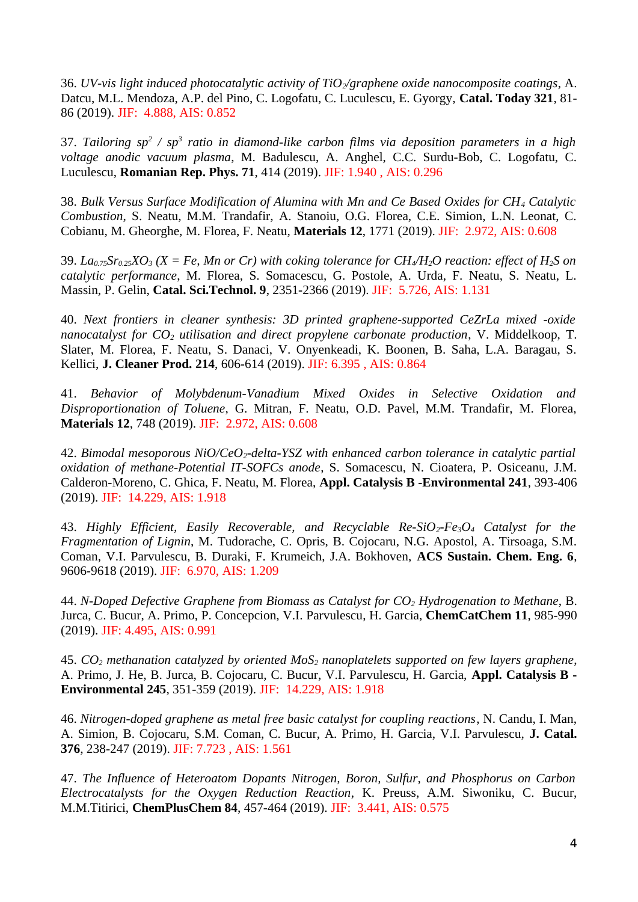36. *UV-vis light induced photocatalytic activity of $TiO_2$/graphene oxide nanocomposite coatings*, A. Datcu, M.L. Mendoza, A.P. del Pino, C. Logofatu, C. Luculescu, E. Gyorgy, **Catal. Today 321**, 81-86 (2019). JIF: 4.888, AIS: 0.852

37. *Tailoring $sp^2$ / $sp^3$ ratio in diamond-like carbon films via deposition parameters in a high voltage anodic vacuum plasma*, M. Badulescu, A. Anghel, C.C. Surdu-Bob, C. Logofatu, C. Luculescu, **Romanian Rep. Phys. 71**, 414 (2019). JIF: 1.940 , AIS: 0.296

38. *Bulk Versus Surface Modification of Alumina with Mn and Ce Based Oxides for $CH_4$ Catalytic Combustion*, S. Neatu, M.M. Trandafir, A. Stanoiu, O.G. Florea, C.E. Simion, L.N. Leonat, C. Cobianu, M. Gheorghe, M. Florea, F. Neatu, **Materials 12**, 1771 (2019). JIF: 2.972, AIS: 0.608

39. *$La_{0.75}Sr_{0.25}XO_3$ (X = Fe, Mn or Cr) with coking tolerance for $CH_4$/$H_2O$ reaction: effect of $H_2S$ on catalytic performance*, M. Florea, S. Somacescu, G. Postole, A. Urda, F. Neatu, S. Neatu, L. Massin, P. Gelin, **Catal. Sci.Technol. 9**, 2351-2366 (2019). JIF: 5.726, AIS: 1.131

40. *Next frontiers in cleaner synthesis: 3D printed graphene-supported CeZrLa mixed -oxide nanocatalyst for $CO_2$ utilisation and direct propylene carbonate production*, V. Middelkoop, T. Slater, M. Florea, F. Neatu, S. Danaci, V. Onyenkeadi, K. Boonen, B. Saha, L.A. Baragau, S. Kellici, **J. Cleaner Prod. 214**, 606-614 (2019). JIF: 6.395 , AIS: 0.864

41. *Behavior of Molybdenum-Vanadium Mixed Oxides in Selective Oxidation and Disproportionation of Toluene*, G. Mitran, F. Neatu, O.D. Pavel, M.M. Trandafir, M. Florea, **Materials 12**, 748 (2019). JIF: 2.972, AIS: 0.608

42. *Bimodal mesoporous NiO/$CeO_2$-delta-YSZ with enhanced carbon tolerance in catalytic partial oxidation of methane-Potential IT-SOFCs anode*, S. Somacescu, N. Cioatera, P. Osiceanu, J.M. Calderon-Moreno, C. Ghica, F. Neatu, M. Florea, **Appl. Catalysis B -Environmental 241**, 393-406 (2019). JIF: 14.229, AIS: 1.918

43. *Highly Efficient, Easily Recoverable, and Recyclable Re-$SiO_2$-$Fe_3O_4$ Catalyst for the Fragmentation of Lignin*, M. Tudorache, C. Opris, B. Cojocaru, N.G. Apostol, A. Tirsoaga, S.M. Coman, V.I. Parvulescu, B. Duraki, F. Krumeich, J.A. Bokhoven, **ACS Sustain. Chem. Eng. 6**, 9606-9618 (2019). JIF: 6.970, AIS: 1.209

44. *N-Doped Defective Graphene from Biomass as Catalyst for $CO_2$ Hydrogenation to Methane*, B. Jurca, C. Bucur, A. Primo, P. Concepcion, V.I. Parvulescu, H. Garcia, **ChemCatChem 11**, 985-990 (2019). JIF: 4.495, AIS: 0.991

45. *$CO_2$ methanation catalyzed by oriented $MoS_2$ nanoplatelets supported on few layers graphene*, A. Primo, J. He, B. Jurca, B. Cojocaru, C. Bucur, V.I. Parvulescu, H. Garcia, **Appl. Catalysis B -Environmental 245**, 351-359 (2019). JIF: 14.229, AIS: 1.918

46. *Nitrogen-doped graphene as metal free basic catalyst for coupling reactions*, N. Candu, I. Man, A. Simion, B. Cojocaru, S.M. Coman, C. Bucur, A. Primo, H. Garcia, V.I. Parvulescu, **J. Catal. 376**, 238-247 (2019). JIF: 7.723 , AIS: 1.561

47. *The Influence of Heteroatom Dopants Nitrogen, Boron, Sulfur, and Phosphorus on Carbon Electrocatalysts for the Oxygen Reduction Reaction*, K. Preuss, A.M. Siwoniku, C. Bucur, M.M.Titirici, **ChemPlusChem 84**, 457-464 (2019). JIF: 3.441, AIS: 0.575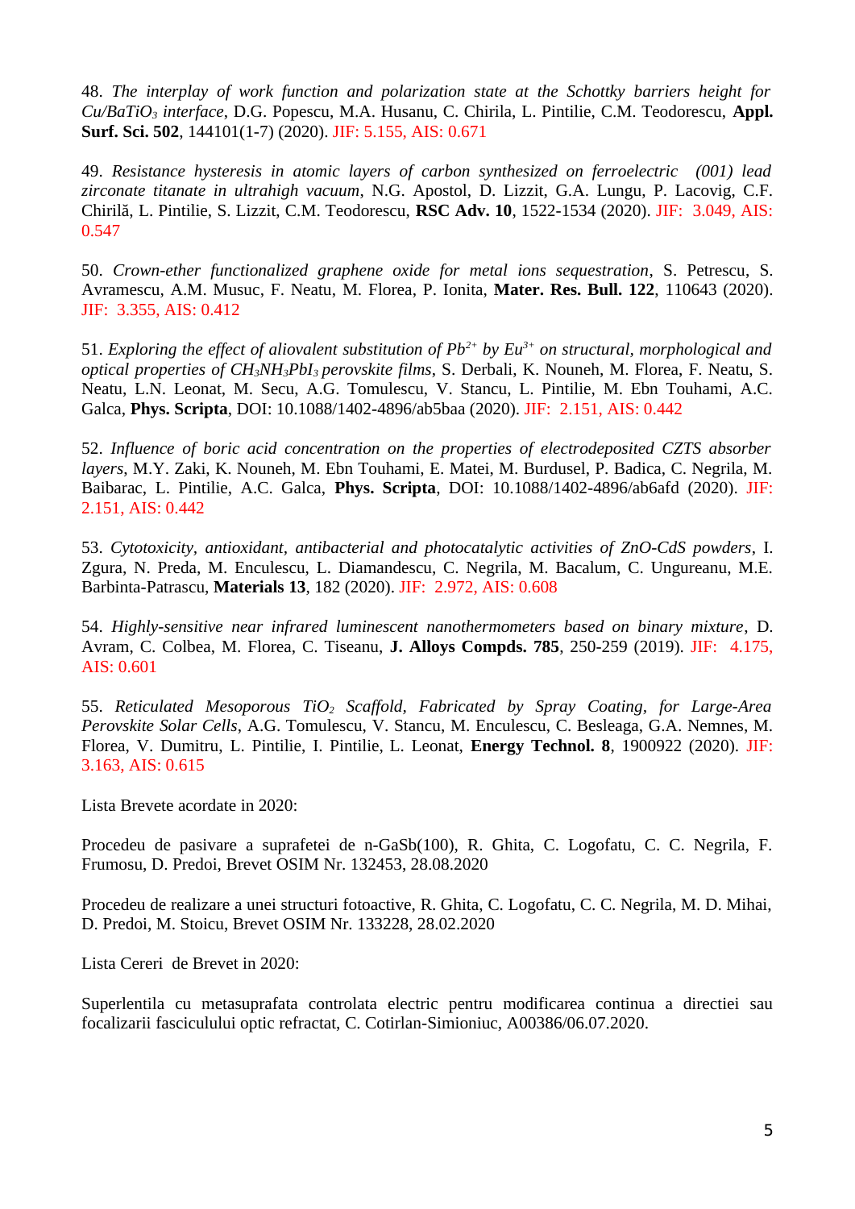48. *The interplay of work function and polarization state at the Schottky barriers height for $Cu/BaTiO_3$ interface*, D.G. Popescu, M.A. Husanu, C. Chirila, L. Pintilie, C.M. Teodorescu, **Appl. Surf. Sci. 502**, 144101(1-7) (2020). JIF: 5.155, AIS: 0.671

49. *Resistance hysteresis in atomic layers of carbon synthesized on ferroelectric (001) lead zirconate titanate in ultrahigh vacuum*, N.G. Apostol, D. Lizzit, G.A. Lungu, P. Lacovig, C.F. Chirilă, L. Pintilie, S. Lizzit, C.M. Teodorescu, **RSC Adv. 10**, 1522-1534 (2020). JIF: 3.049, AIS: 0.547

50. *Crown-ether functionalized graphene oxide for metal ions sequestration*, S. Petrescu, S. Avramescu, A.M. Musuc, F. Neatu, M. Florea, P. Ionita, **Mater. Res. Bull. 122**, 110643 (2020). JIF: 3.355, AIS: 0.412

51. *Exploring the effect of aliovalent substitution of $Pb^{2+}$ by $Eu^{3+}$ on structural, morphological and optical properties of $CH_3NH_3PbI_3$ perovskite films*, S. Derbali, K. Nouneh, M. Florea, F. Neatu, S. Neatu, L.N. Leonat, M. Secu, A.G. Tomulescu, V. Stancu, L. Pintilie, M. Ebn Touhami, A.C. Galca, **Phys. Scripta**, DOI: 10.1088/1402-4896/ab5baa (2020). JIF: 2.151, AIS: 0.442

52. *Influence of boric acid concentration on the properties of electrodeposited CZTS absorber layers*, M.Y. Zaki, K. Nouneh, M. Ebn Touhami, E. Matei, M. Burdusel, P. Badica, C. Negrila, M. Baibarac, L. Pintilie, A.C. Galca, **Phys. Scripta**, DOI: 10.1088/1402-4896/ab6afd (2020). JIF: 2.151, AIS: 0.442

53. *Cytotoxicity, antioxidant, antibacterial and photocatalytic activities of ZnO-CdS powders*, I. Zgura, N. Preda, M. Enculescu, L. Diamandescu, C. Negrila, M. Bacalum, C. Ungureanu, M.E. Barbinta-Patrascu, **Materials 13**, 182 (2020). JIF: 2.972, AIS: 0.608

54. *Highly-sensitive near infrared luminescent nanothermometers based on binary mixture*, D. Avram, C. Colbea, M. Florea, C. Tiseanu, **J. Alloys Compds. 785**, 250-259 (2019). JIF: 4.175, AIS: 0.601

55. *Reticulated Mesoporous $TiO_2$ Scaffold, Fabricated by Spray Coating, for Large-Area Perovskite Solar Cells*, A.G. Tomulescu, V. Stancu, M. Enculescu, C. Besleaga, G.A. Nemnes, M. Florea, V. Dumitru, L. Pintilie, I. Pintilie, L. Leonat, **Energy Technol. 8**, 1900922 (2020). JIF: 3.163, AIS: 0.615

Lista Brevete acordate in 2020:

Procedeu de pasivare a suprafetei de n-GaSb(100), R. Ghita, C. Logofatu, C. C. Negrila, F. Frumosu, D. Predoi, Brevet OSIM Nr. 132453, 28.08.2020

Procedeu de realizare a unei structuri fotoactive, R. Ghita, C. Logofatu, C. C. Negrila, M. D. Mihai, D. Predoi, M. Stoicu, Brevet OSIM Nr. 133228, 28.02.2020

Lista Cereri de Brevet in 2020:

Superlentila cu metasuprafata controlata electric pentru modificarea continua a directiei sau focalizarii fasciculului optic refractat, C. Cotirlan-Simioniuc, A00386/06.07.2020.